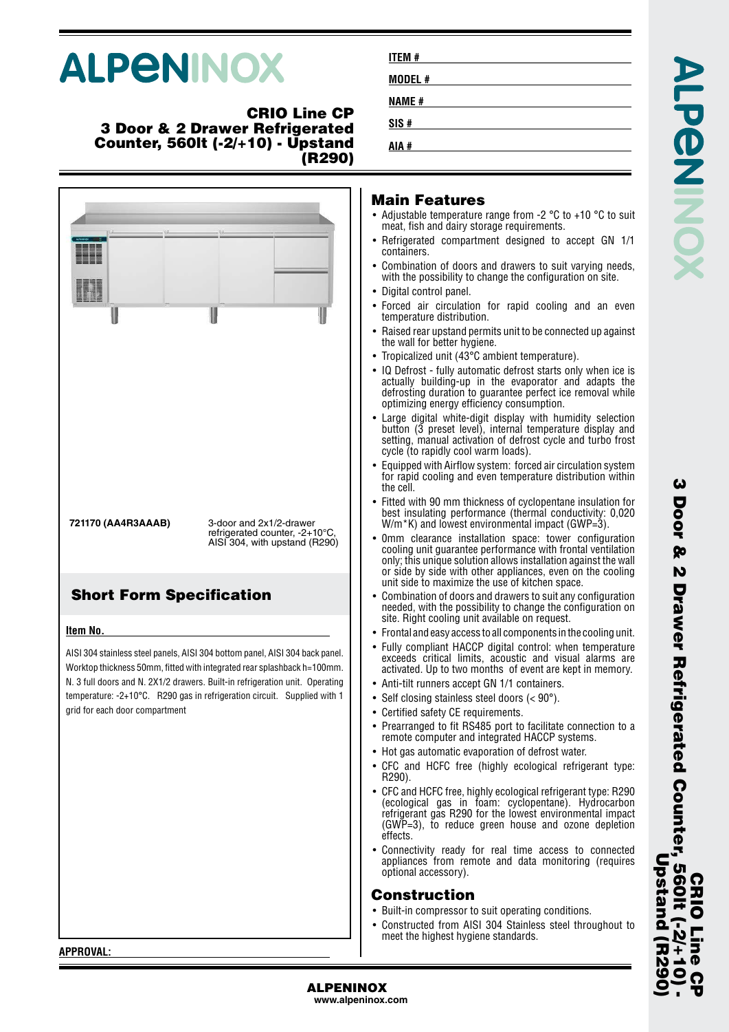# ALPENINOX

## CRIO Line CP
## 3 Door & 2 Drawer Refrigerated Counter, 560lt (-2/+10) - Upstand (R290)

**ITEM #**

**MODEL #**

**NAME #**

**SIS #**

**AIA #**

**721170 (AA4R3AAAB)** 3-door and 2x1/2-drawer refrigerated counter, -2+10°C, AISI 304, with upstand (R290)

## Short Form Specification

**Item No.**

AISI 304 stainless steel panels, AISI 304 bottom panel, AISI 304 back panel. Worktop thickness 50mm, fitted with integrated rear splashback h=100mm. N. 3 full doors and N. 2X1/2 drawers. Built-in refrigeration unit. Operating temperature: -2+10°C. R290 gas in refrigeration circuit. Supplied with 1 grid for each door compartment

## Main Features

- Adjustable temperature range from -2 °C to +10 °C to suit meat, fish and dairy storage requirements.
- Refrigerated compartment designed to accept GN 1/1 containers.
- Combination of doors and drawers to suit varying needs, with the possibility to change the configuration on site.
- Digital control panel.
- Forced air circulation for rapid cooling and an even temperature distribution.
- Raised rear upstand permits unit to be connected up against the wall for better hygiene.
- Tropicalized unit (43°C ambient temperature).
- IQ Defrost - fully automatic defrost starts only when ice is actually building-up in the evaporator and adapts the defrosting duration to guarantee perfect ice removal while optimizing energy efficiency consumption.
- Large digital white-digit display with humidity selection button (3 preset level), internal temperature display and setting, manual activation of defrost cycle and turbo frost cycle (to rapidly cool warm loads).
- Equipped with Airflow system: forced air circulation system for rapid cooling and even temperature distribution within the cell.
- Fitted with 90 mm thickness of cyclopentane insulation for best insulating performance (thermal conductivity: 0,020 W/m*K) and lowest environmental impact (GWP=3).
- 0mm clearance installation space: tower configuration cooling unit guarantee performance with frontal ventilation only; this unique solution allows installation against the wall or side by side with other appliances, even on the cooling unit side to maximize the use of kitchen space.
- Combination of doors and drawers to suit any configuration needed, with the possibility to change the configuration on site. Right cooling unit available on request.
- Frontal and easy access to all components in the cooling unit.
- Fully compliant HACCP digital control: when temperature exceeds critical limits, acoustic and visual alarms are activated. Up to two months of event are kept in memory.
- Anti-tilt runners accept GN 1/1 containers.
- Self closing stainless steel doors (< 90°).
- Certified safety CE requirements.
- Prearranged to fit RS485 port to facilitate connection to a remote computer and integrated HACCP systems.
- Hot gas automatic evaporation of defrost water.
- CFC and HCFC free (highly ecological refrigerant type: R290).
- CFC and HCFC free, highly ecological refrigerant type: R290 (ecological gas in foam: cyclopentane). Hydrocarbon refrigerant gas R290 for the lowest environmental impact (GWP=3), to reduce green house and ozone depletion effects.
- Connectivity ready for real time access to connected appliances from remote and data monitoring (requires optional accessory).

## Construction

- Built-in compressor to suit operating conditions.
- Constructed from AISI 304 Stainless steel throughout to meet the highest hygiene standards.

**APPROVAL:**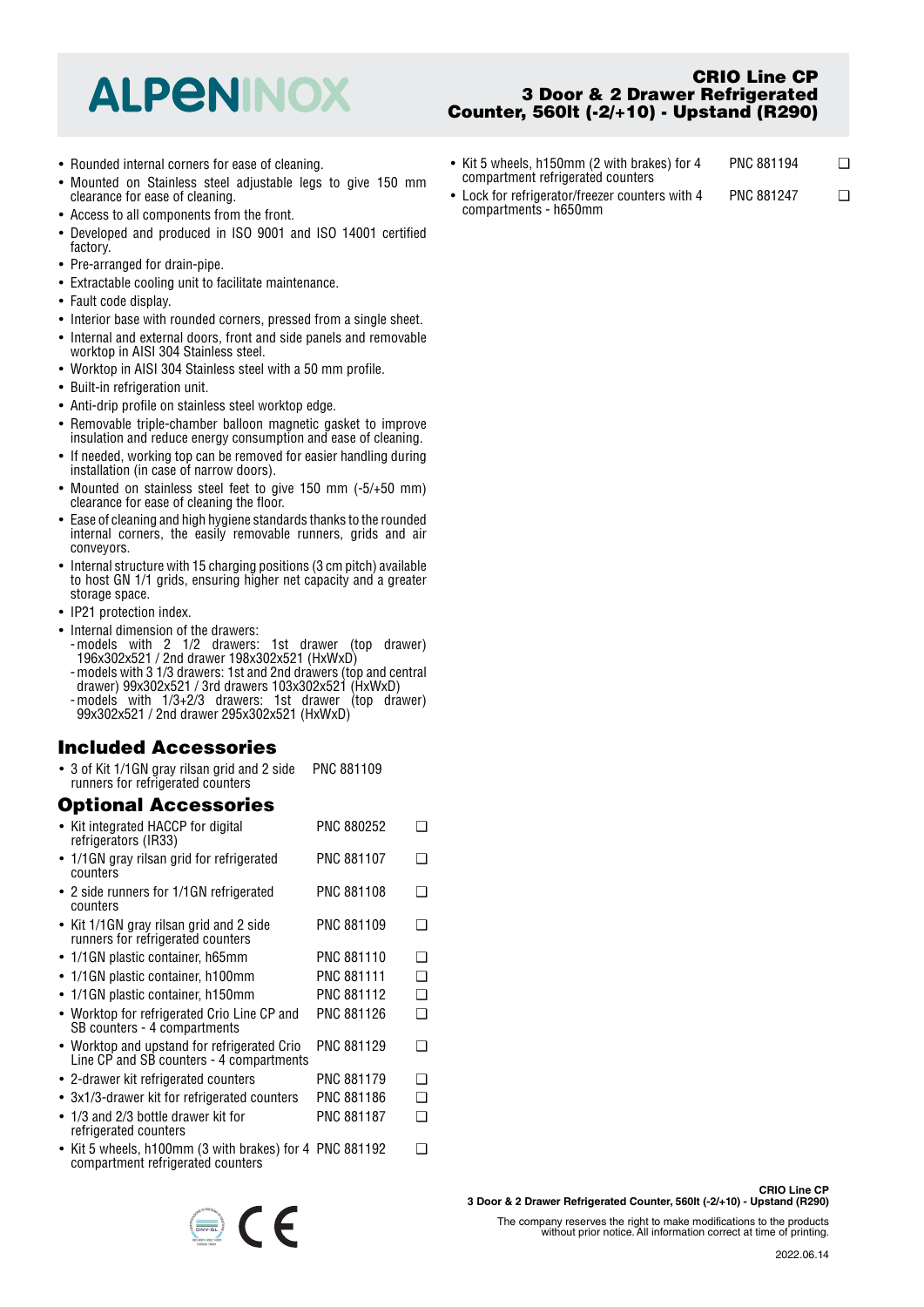- Rounded internal corners for ease of cleaning.
- Mounted on Stainless steel adjustable legs to give 150 mm clearance for ease of cleaning.
- Access to all components from the front.
- Developed and produced in ISO 9001 and ISO 14001 certified factory.
- Pre-arranged for drain-pipe.
- Extractable cooling unit to facilitate maintenance.
- Fault code display.
- Interior base with rounded corners, pressed from a single sheet.
- Internal and external doors, front and side panels and removable worktop in AISI 304 Stainless steel.
- Worktop in AISI 304 Stainless steel with a 50 mm profile.
- Built-in refrigeration unit.
- Anti-drip profile on stainless steel worktop edge.
- Removable triple-chamber balloon magnetic gasket to improve insulation and reduce energy consumption and ease of cleaning.
- If needed, working top can be removed for easier handling during installation (in case of narrow doors).
- Mounted on stainless steel feet to give 150 mm (-5/+50 mm) clearance for ease of cleaning the floor.
- Ease of cleaning and high hygiene standards thanks to the rounded internal corners, the easily removable runners, grids and air conveyors.
- Internal structure with 15 charging positions (3 cm pitch) available to host GN 1/1 grids, ensuring higher net capacity and a greater storage space.
- IP21 protection index.
- Internal dimension of the drawers:
  - models with 2 1/2 drawers: 1st drawer (top drawer) 196x302x521 / 2nd drawer 198x302x521 (HxWxD)
  - models with 3 1/3 drawers: 1st and 2nd drawers (top and central drawer) 99x302x521 / 3rd drawers 103x302x521 (HxWxD)
  - models with 1/3+2/3 drawers: 1st drawer (top drawer) 99x302x521 / 2nd drawer 295x302x521 (HxWxD)

## Included Accessories

- 3 of Kit 1/1GN gray rilsan grid and 2 side runners for refrigerated counters — PNC 881109

## Optional Accessories

- Kit integrated HACCP for digital refrigerators (IR33) — PNC 880252 ❑
- 1/1GN gray rilsan grid for refrigerated counters — PNC 881107 ❑
- 2 side runners for 1/1GN refrigerated counters — PNC 881108 ❑
- Kit 1/1GN gray rilsan grid and 2 side runners for refrigerated counters — PNC 881109 ❑
- 1/1GN plastic container, h65mm — PNC 881110 ❑
- 1/1GN plastic container, h100mm — PNC 881111 ❑
- 1/1GN plastic container, h150mm — PNC 881112 ❑
- Worktop for refrigerated Crio Line CP and SB counters - 4 compartments — PNC 881126 ❑
- Worktop and upstand for refrigerated Crio Line CP and SB counters - 4 compartments — PNC 881129 ❑
- 2-drawer kit refrigerated counters — PNC 881179 ❑
- 3x1/3-drawer kit for refrigerated counters — PNC 881186 ❑
- 1/3 and 2/3 bottle drawer kit for refrigerated counters — PNC 881187 ❑
- Kit 5 wheels, h100mm (3 with brakes) for 4 compartment refrigerated counters — PNC 881192 ❑
- Kit 5 wheels, h150mm (2 with brakes) for 4 compartment refrigerated counters — PNC 881194 ❑
- Lock for refrigerator/freezer counters with 4 compartments - h650mm — PNC 881247 ❑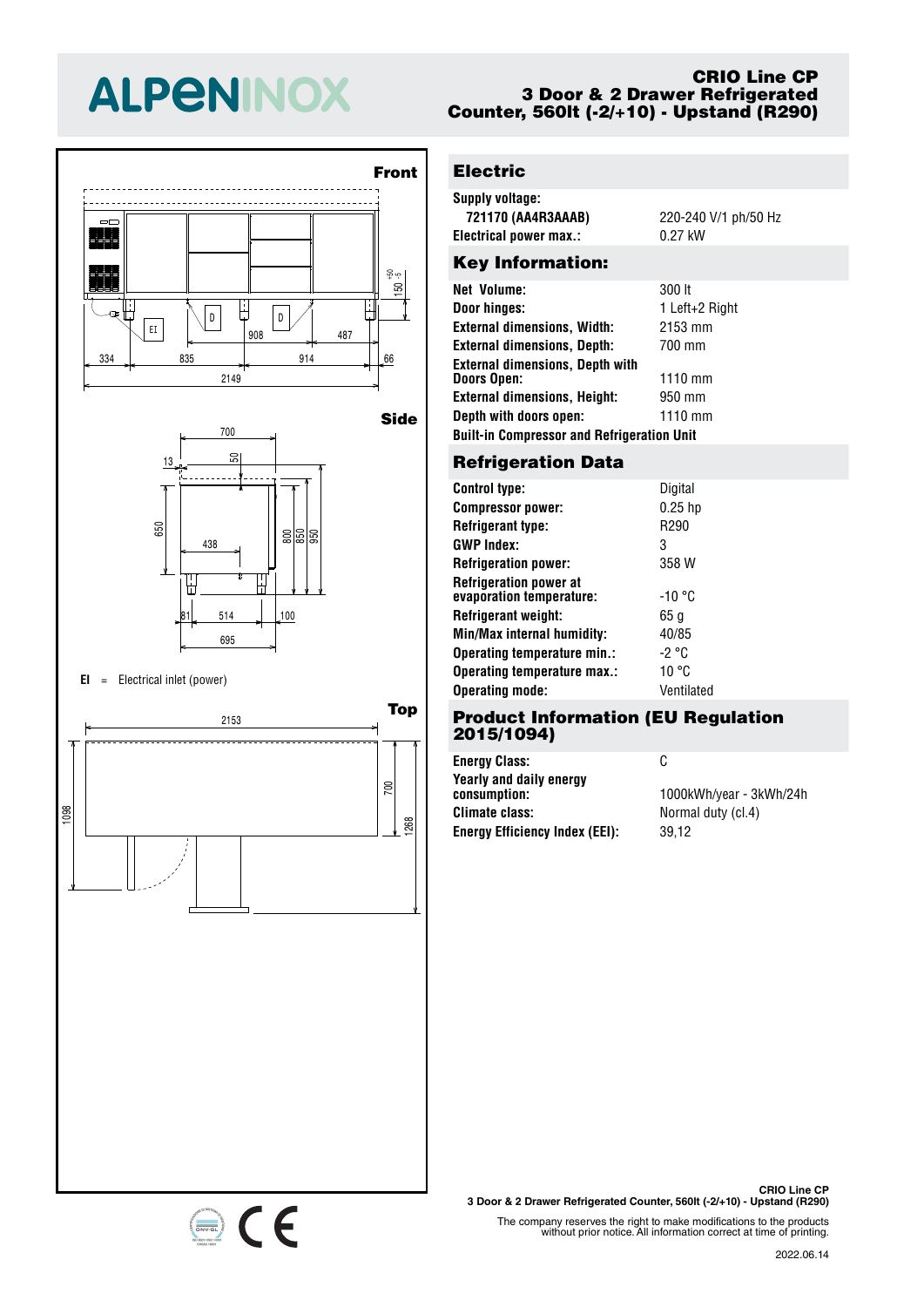# ALPENINOX

## CRIO Line CP
## 3 Door & 2 Drawer Refrigerated Counter, 560lt (-2/+10) - Upstand (R290)

**Front**

**Side**

**EI** = Electrical inlet (power)

**Top**

## Electric

| | |
|---|---|
| **Supply voltage:** | |
| **721170 (AA4R3AAAB)** | 220-240 V/1 ph/50 Hz |
| **Electrical power max.:** | 0.27 kW |

## Key Information:

| | |
|---|---|
| **Net Volume:** | 300 lt |
| **Door hinges:** | 1 Left+2 Right |
| **External dimensions, Width:** | 2153 mm |
| **External dimensions, Depth:** | 700 mm |
| **External dimensions, Depth with Doors Open:** | 1110 mm |
| **External dimensions, Height:** | 950 mm |
| **Depth with doors open:** | 1110 mm |

**Built-in Compressor and Refrigeration Unit**

## Refrigeration Data

| | |
|---|---|
| **Control type:** | Digital |
| **Compressor power:** | 0.25 hp |
| **Refrigerant type:** | R290 |
| **GWP Index:** | 3 |
| **Refrigeration power:** | 358 W |
| **Refrigeration power at evaporation temperature:** | -10 °C |
| **Refrigerant weight:** | 65 g |
| **Min/Max internal humidity:** | 40/85 |
| **Operating temperature min.:** | -2 °C |
| **Operating temperature max.:** | 10 °C |
| **Operating mode:** | Ventilated |

## Product Information (EU Regulation 2015/1094)

| | |
|---|---|
| **Energy Class:** | C |
| **Yearly and daily energy consumption:** | 1000kWh/year - 3kWh/24h |
| **Climate class:** | Normal duty (cl.4) |
| **Energy Efficiency Index (EEI):** | 39,12 |

**CRIO Line CP**
**3 Door & 2 Drawer Refrigerated Counter, 560lt (-2/+10) - Upstand (R290)**

The company reserves the right to make modifications to the products without prior notice. All information correct at time of printing.

2022.06.14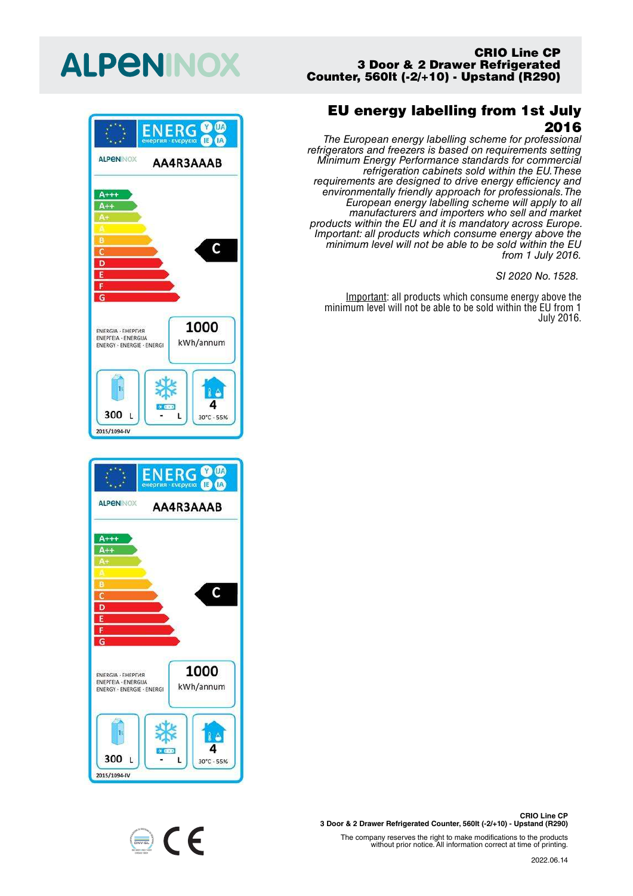# ALPENINOX

**CRIO Line CP**
**3 Door & 2 Drawer Refrigerated Counter, 560lt (-2/+10) - Upstand (R290)**

ENERG
енергия · ενεργεια
Y IJA IE IA

ALPENINOX AA4R3AAAB

A+++
A++
A+
A
B
C
D
E
F
G

C

ENERGIA · ЕНЕРГИЯ
ΕΝΕΡΓΕΙΑ · ENERGIJA
ENERGY · ENERGIE · ENERGI

1000
kWh/annum

300 L
- L
4
30°C - 55%

2015/1094-IV

ENERG
енергия · ενεργεια
Y IJA IE IA

ALPENINOX AA4R3AAAB

A+++
A++
A+
A
B
C
D
E
F
G

C

ENERGIA · ЕНЕРГИЯ
ΕΝΕΡΓΕΙΑ · ENERGIJA
ENERGY · ENERGIE · ENERGI

1000
kWh/annum

300 L
- L
4
30°C - 55%

2015/1094-IV

## EU energy labelling from 1st July 2016

*The European energy labelling scheme for professional refrigerators and freezers is based on requirements setting Minimum Energy Performance standards for commercial refrigeration cabinets sold within the EU. These requirements are designed to drive energy efficiency and environmentally friendly approach for professionals. The European energy labelling scheme will apply to all manufacturers and importers who sell and market products within the EU and it is mandatory across Europe. Important: all products which consume energy above the minimum level will not be able to be sold within the EU from 1 July 2016.*

*SI 2020 No. 1528.*

Important: all products which consume energy above the minimum level will not be able to be sold within the EU from 1 July 2016.

**CRIO Line CP**
**3 Door & 2 Drawer Refrigerated Counter, 560lt (-2/+10) - Upstand (R290)**

The company reserves the right to make modifications to the products without prior notice. All information correct at time of printing.

2022.06.14